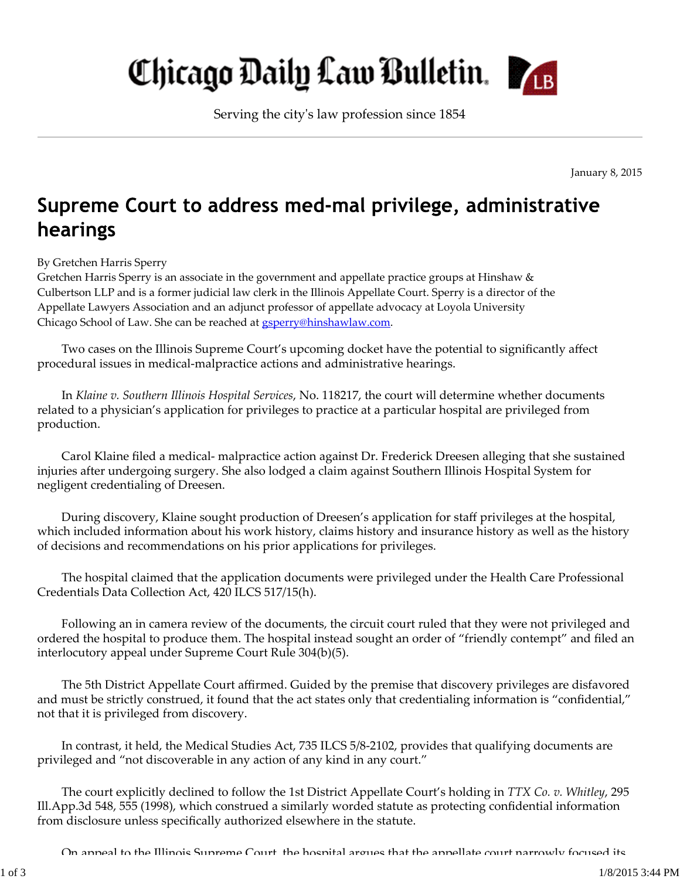# Chicago Daily Law Bulletin

Serving the city's law profession since 1854

January 8, 2015

## Supreme Court to address med-mal privilege, administrative hearings

By Gretchen Harris Sperry

Gretchen Harris Sperry is an associate in the government and appellate practice groups at Hinshaw & Culbertson LLP and is a former judicial law clerk in the Illinois Appellate Court. Sperry is a director of the Appellate Lawyers Association and an adjunct professor of appellate advocacy at Loyola University Chicago School of Law. She can be reached at gsperry@hinshawlaw.com.

Two cases on the Illinois Supreme Court's upcoming docket have the potential to significantly affect procedural issues in medical-malpractice actions and administrative hearings.

In *Klaine v. Southern Illinois Hospital Services*, No. 118217, the court will determine whether documents related to a physician's application for privileges to practice at a particular hospital are privileged from production.

Carol Klaine filed a medical- malpractice action against Dr. Frederick Dreesen alleging that she sustained injuries after undergoing surgery. She also lodged a claim against Southern Illinois Hospital System for negligent credentialing of Dreesen.

During discovery, Klaine sought production of Dreesen's application for staff privileges at the hospital, which included information about his work history, claims history and insurance history as well as the history of decisions and recommendations on his prior applications for privileges.

The hospital claimed that the application documents were privileged under the Health Care Professional Credentials Data Collection Act, 420 ILCS 517/15(h).

Following an in camera review of the documents, the circuit court ruled that they were not privileged and ordered the hospital to produce them. The hospital instead sought an order of "friendly contempt" and filed an interlocutory appeal under Supreme Court Rule 304(b)(5).

The 5th District Appellate Court affirmed. Guided by the premise that discovery privileges are disfavored and must be strictly construed, it found that the act states only that credentialing information is "confidential," not that it is privileged from discovery.

In contrast, it held, the Medical Studies Act, 735 ILCS 5/8-2102, provides that qualifying documents are privileged and "not discoverable in any action of any kind in any court."

The court explicitly declined to follow the 1st District Appellate Court's holding in *TTX Co. v. Whitley*, 295 Ill.App.3d 548, 555 (1998), which construed a similarly worded statute as protecting confidential information from disclosure unless specifically authorized elsewhere in the statute.

On appeal to the Illinois Supreme Court, the hospital argues that the appellate court narrowly focused its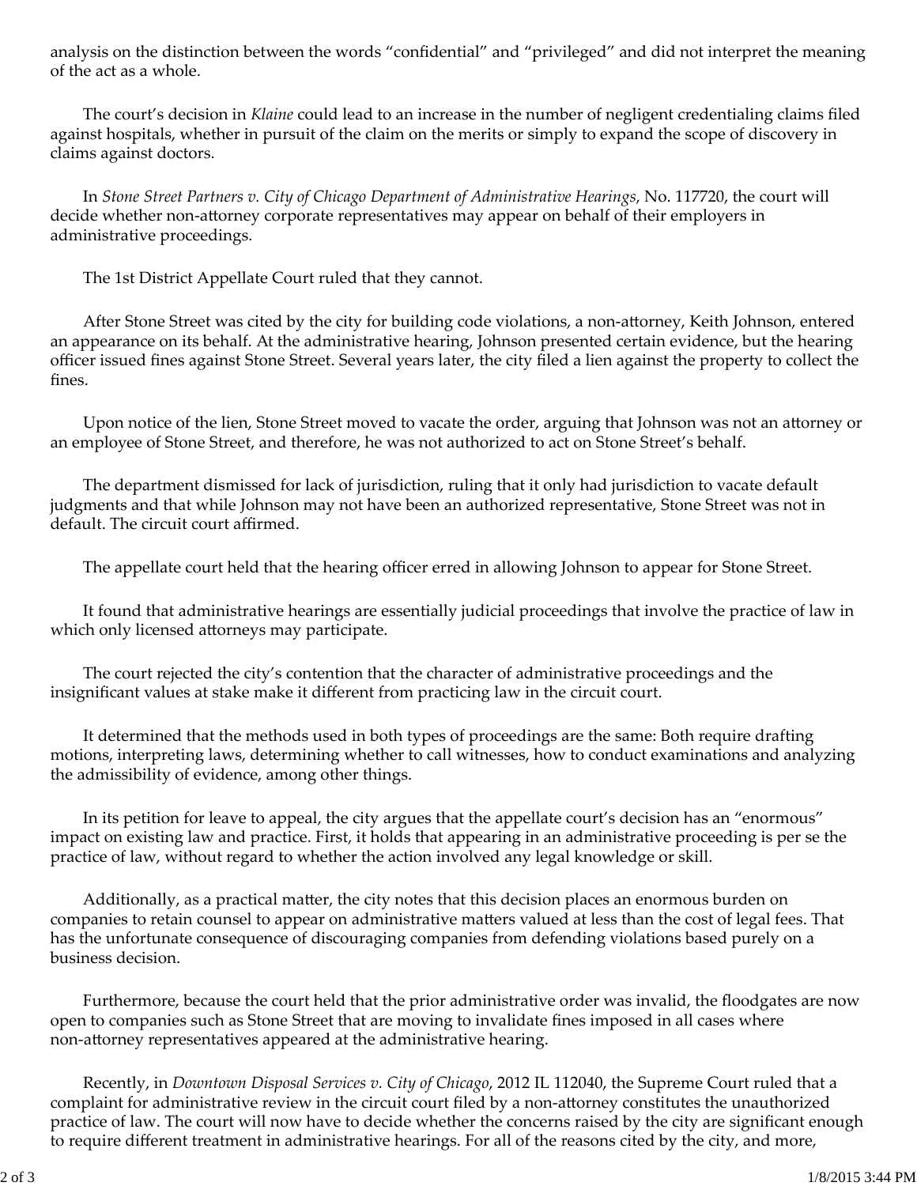analysis on the distinction between the words “confidential” and “privileged” and did not interpret the meaning of the act as a whole.

The court’s decision in *Klaine* could lead to an increase in the number of negligent credentialing claims filed against hospitals, whether in pursuit of the claim on the merits or simply to expand the scope of discovery in claims against doctors.

In *Stone Street Partners v. City of Chicago Department of Administrative Hearings*, No. 117720, the court will decide whether non-attorney corporate representatives may appear on behalf of their employers in administrative proceedings.

The 1st District Appellate Court ruled that they cannot.

After Stone Street was cited by the city for building code violations, a non-attorney, Keith Johnson, entered an appearance on its behalf. At the administrative hearing, Johnson presented certain evidence, but the hearing officer issued fines against Stone Street. Several years later, the city filed a lien against the property to collect the fines.

Upon notice of the lien, Stone Street moved to vacate the order, arguing that Johnson was not an attorney or an employee of Stone Street, and therefore, he was not authorized to act on Stone Street’s behalf.

The department dismissed for lack of jurisdiction, ruling that it only had jurisdiction to vacate default judgments and that while Johnson may not have been an authorized representative, Stone Street was not in default. The circuit court affirmed.

The appellate court held that the hearing officer erred in allowing Johnson to appear for Stone Street.

It found that administrative hearings are essentially judicial proceedings that involve the practice of law in which only licensed attorneys may participate.

The court rejected the city’s contention that the character of administrative proceedings and the insignificant values at stake make it different from practicing law in the circuit court.

It determined that the methods used in both types of proceedings are the same: Both require drafting motions, interpreting laws, determining whether to call witnesses, how to conduct examinations and analyzing the admissibility of evidence, among other things.

In its petition for leave to appeal, the city argues that the appellate court’s decision has an “enormous” impact on existing law and practice. First, it holds that appearing in an administrative proceeding is per se the practice of law, without regard to whether the action involved any legal knowledge or skill.

Additionally, as a practical matter, the city notes that this decision places an enormous burden on companies to retain counsel to appear on administrative matters valued at less than the cost of legal fees. That has the unfortunate consequence of discouraging companies from defending violations based purely on a business decision.

Furthermore, because the court held that the prior administrative order was invalid, the floodgates are now open to companies such as Stone Street that are moving to invalidate fines imposed in all cases where non-attorney representatives appeared at the administrative hearing.

Recently, in *Downtown Disposal Services v. City of Chicago*, 2012 IL 112040, the Supreme Court ruled that a complaint for administrative review in the circuit court filed by a non-attorney constitutes the unauthorized practice of law. The court will now have to decide whether the concerns raised by the city are significant enough to require different treatment in administrative hearings. For all of the reasons cited by the city, and more,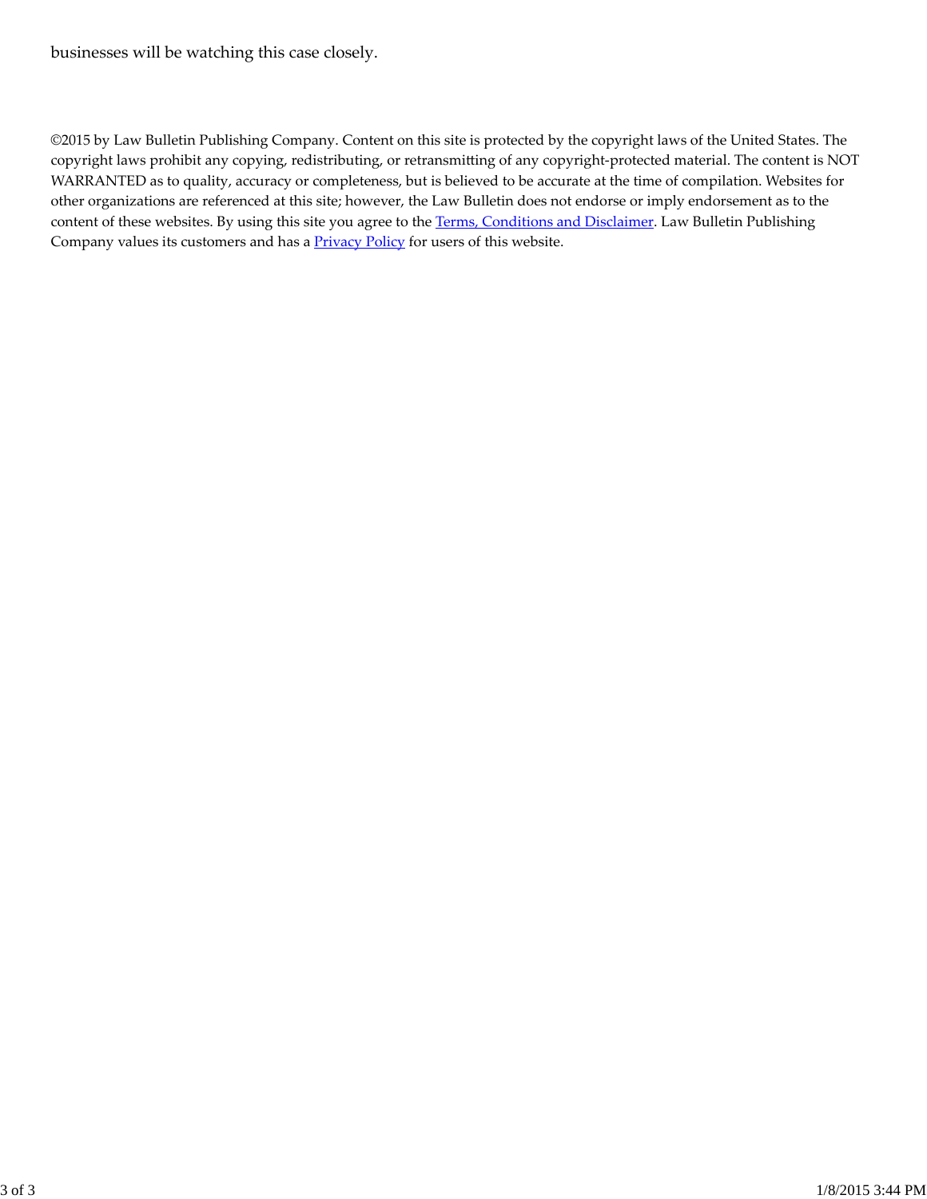businesses will be watching this case closely.

©2015 by Law Bulletin Publishing Company. Content on this site is protected by the copyright laws of the United States. The copyright laws prohibit any copying, redistributing, or retransmitting of any copyright-protected material. The content is NOT WARRANTED as to quality, accuracy or completeness, but is believed to be accurate at the time of compilation. Websites for other organizations are referenced at this site; however, the Law Bulletin does not endorse or imply endorsement as to the content of these websites. By using this site you agree to the Terms, Conditions and Disclaimer. Law Bulletin Publishing Company values its customers and has a Privacy Policy for users of this website.